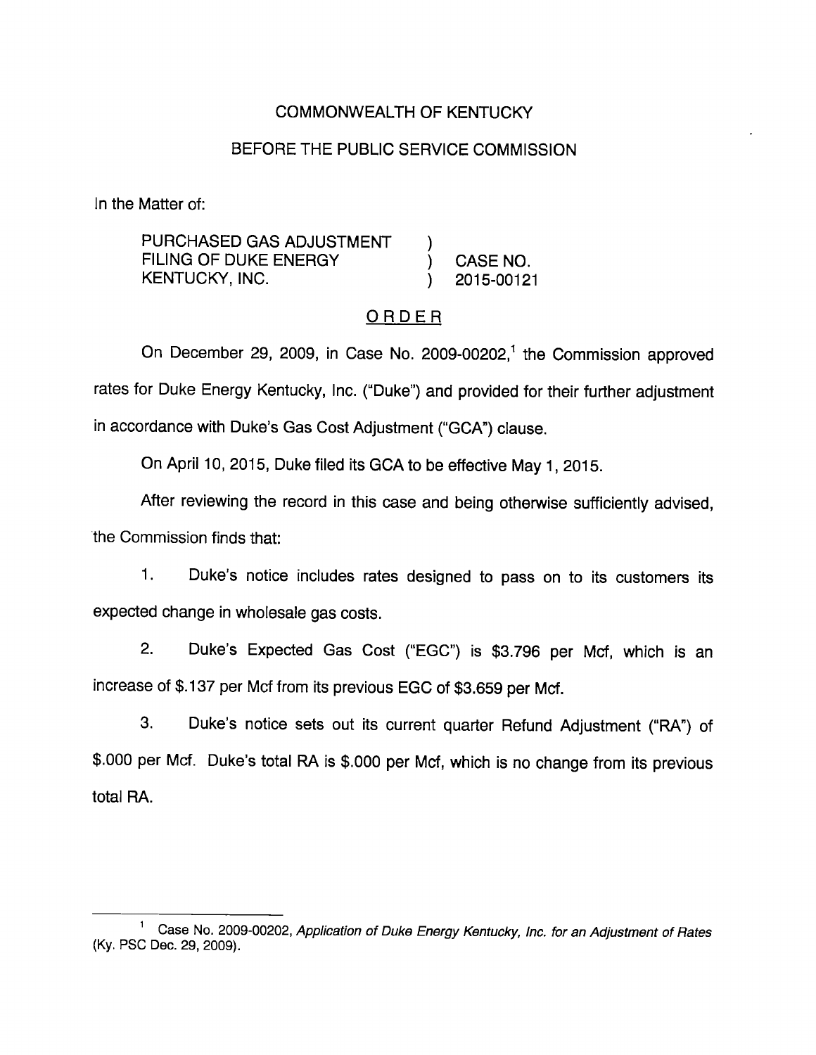COMMONWEALTH OF KENTUCKY

BEFORE THE PUBLIC SERVICE COMMISSION

In the Matter of:

| | | |
|---|---|---|
| PURCHASED GAS ADJUSTMENT FILING OF DUKE ENERGY KENTUCKY, INC. | ) ) ) | CASE NO. 2015-00121 |

## ORDER

On December 29, 2009, in Case No. 2009-00202,[1] the Commission approved rates for Duke Energy Kentucky, Inc. ("Duke") and provided for their further adjustment in accordance with Duke's Gas Cost Adjustment ("GCA") clause.

On April 10, 2015, Duke filed its GCA to be effective May 1, 2015.

After reviewing the record in this case and being otherwise sufficiently advised, the Commission finds that:

1. Duke's notice includes rates designed to pass on to its customers its expected change in wholesale gas costs.

2. Duke's Expected Gas Cost ("EGC") is $3.796 per Mcf, which is an increase of $.137 per Mcf from its previous EGC of $3.659 per Mcf.

3. Duke's notice sets out its current quarter Refund Adjustment ("RA") of $.000 per Mcf. Duke's total RA is $.000 per Mcf, which is no change from its previous total RA.

---

[1] Case No. 2009-00202, *Application of Duke Energy Kentucky, Inc. for an Adjustment of Rates* (Ky. PSC Dec. 29, 2009).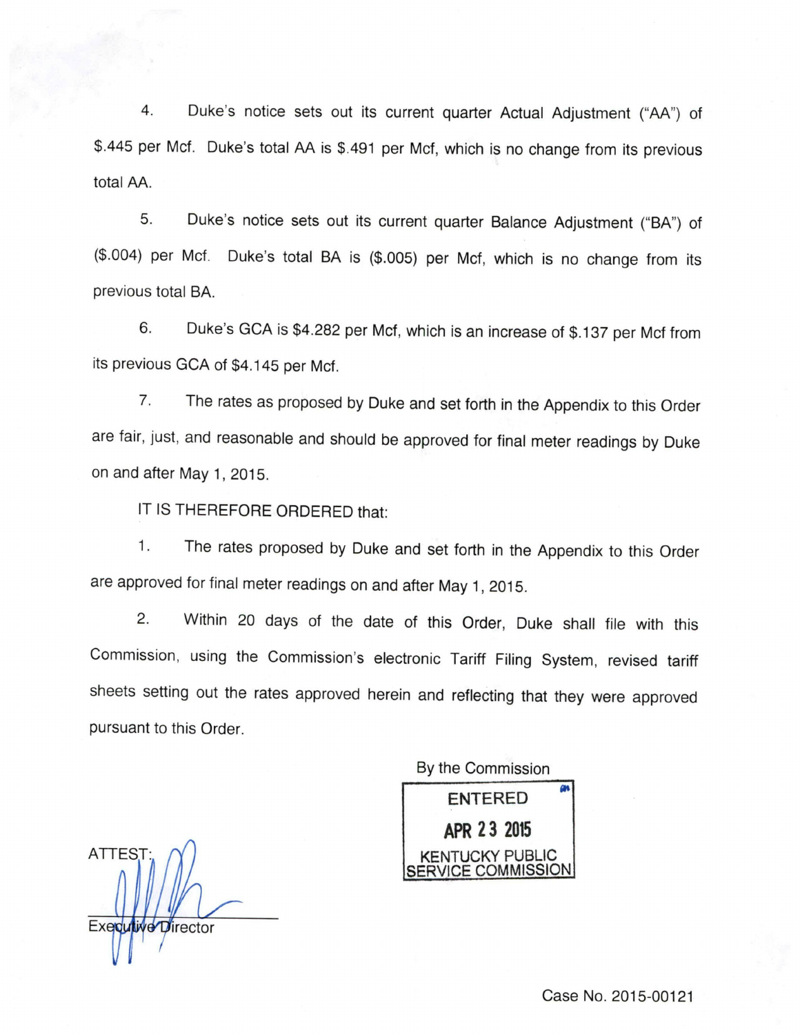4. Duke's notice sets out its current quarter Actual Adjustment ("AA") of $.445 per Mcf. Duke's total AA is $.491 per Mcf, which is no change from its previous total AA.

5. Duke's notice sets out its current quarter Balance Adjustment ("BA") of ($.004) per Mcf. Duke's total BA is ($.005) per Mcf, which is no change from its previous total BA.

6. Duke's GCA is $4.282 per Mcf, which is an increase of $.137 per Mcf from its previous GCA of $4.145 per Mcf.

7. The rates as proposed by Duke and set forth in the Appendix to this Order are fair, just, and reasonable and should be approved for final meter readings by Duke on and after May 1, 2015.

IT IS THEREFORE ORDERED that:

1. The rates proposed by Duke and set forth in the Appendix to this Order are approved for final meter readings on and after May 1, 2015.

2. Within 20 days of the date of this Order, Duke shall file with this Commission, using the Commission's electronic Tariff Filing System, revised tariff sheets setting out the rates approved herein and reflecting that they were approved pursuant to this Order.

By the Commission

ENTERED
APR 23 2015
KENTUCKY PUBLIC SERVICE COMMISSION

ATTEST:

Executive Director

Case No. 2015-00121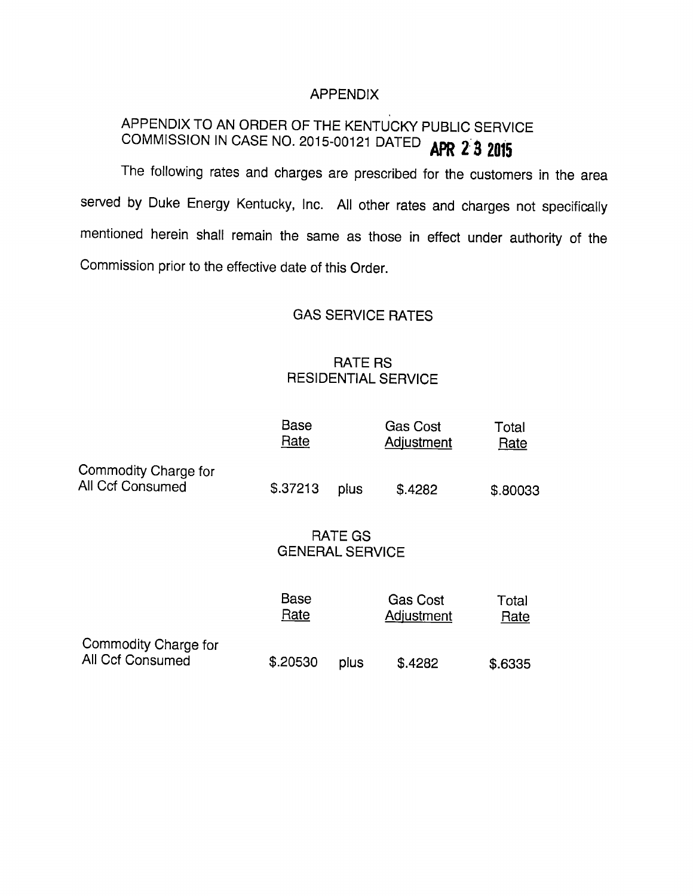# APPENDIX

APPENDIX TO AN ORDER OF THE KENTUCKY PUBLIC SERVICE COMMISSION IN CASE NO. 2015-00121 DATED **APR 23 2015**

The following rates and charges are prescribed for the customers in the area served by Duke Energy Kentucky, Inc. All other rates and charges not specifically mentioned herein shall remain the same as those in effect under authority of the Commission prior to the effective date of this Order.

## GAS SERVICE RATES

### RATE RS
### RESIDENTIAL SERVICE

| | Base Rate | | Gas Cost Adjustment | Total Rate |
|---|---|---|---|---|
| Commodity Charge for All Ccf Consumed | $.37213 | plus | $.4282 | $.80033 |

### RATE GS
### GENERAL SERVICE

| | Base Rate | | Gas Cost Adjustment | Total Rate |
|---|---|---|---|---|
| Commodity Charge for All Ccf Consumed | $.20530 | plus | $.4282 | $.6335 |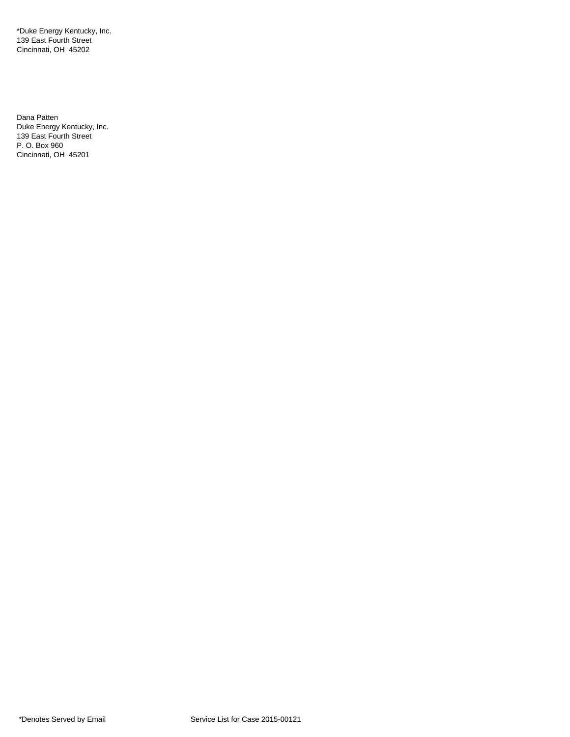*Duke Energy Kentucky, Inc.
139 East Fourth Street
Cincinnati, OH  45202

Dana Patten
Duke Energy Kentucky, Inc.
139 East Fourth Street
P. O. Box 960
Cincinnati, OH  45201